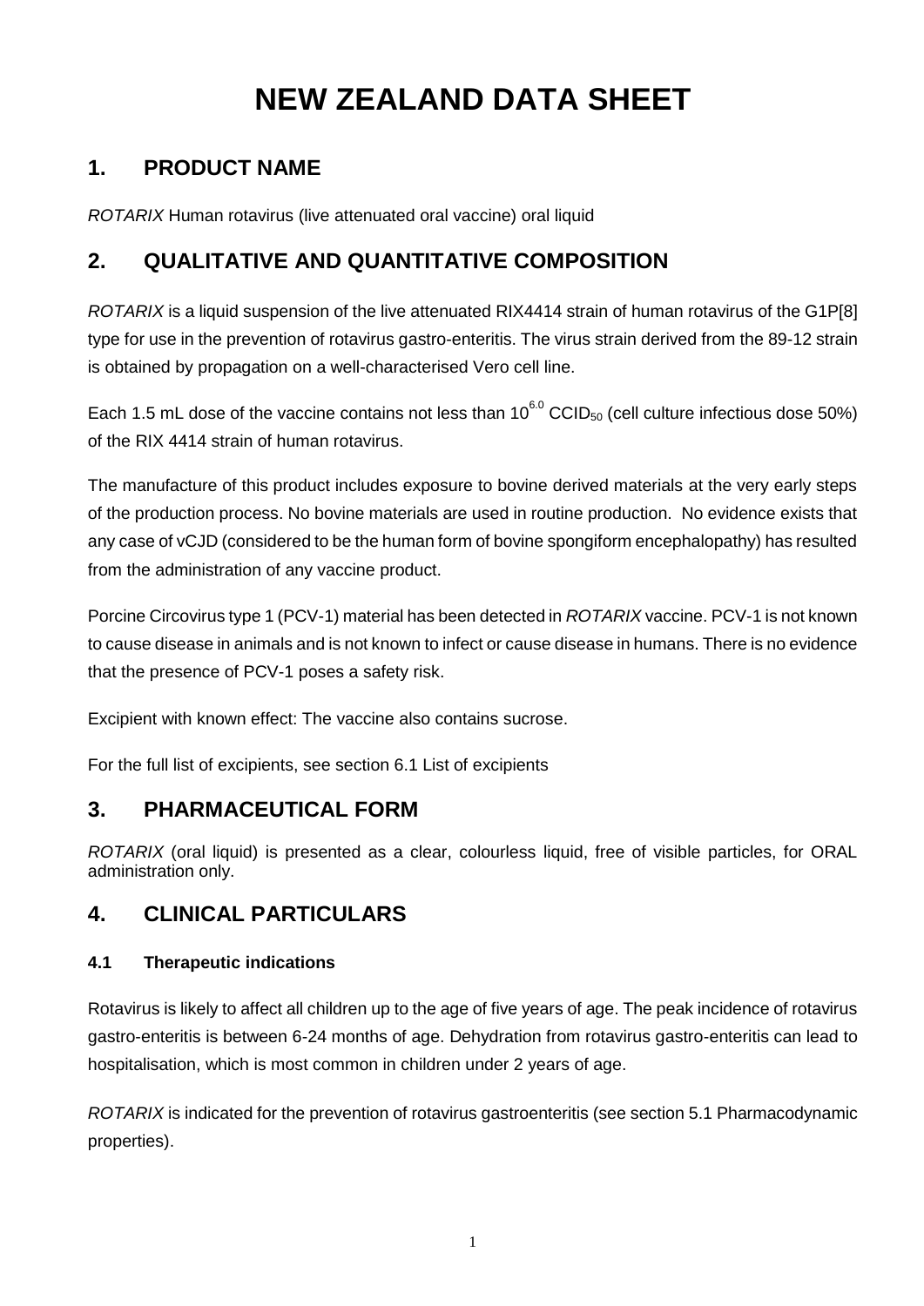# NEW ZEALAND DATA SHEET

## 1. PRODUCT NAME

*ROTARIX* Human rotavirus (live attenuated oral vaccine) oral liquid

## 2. QUALITATIVE AND QUANTITATIVE COMPOSITION

*ROTARIX* is a liquid suspension of the live attenuated RIX4414 strain of human rotavirus of the G1P[8] type for use in the prevention of rotavirus gastro-enteritis. The virus strain derived from the 89-12 strain is obtained by propagation on a well-characterised Vero cell line.

Each 1.5 mL dose of the vaccine contains not less than $10^{6.0}$ $CCID_{50}$ (cell culture infectious dose 50%) of the RIX 4414 strain of human rotavirus.

The manufacture of this product includes exposure to bovine derived materials at the very early steps of the production process. No bovine materials are used in routine production. No evidence exists that any case of vCJD (considered to be the human form of bovine spongiform encephalopathy) has resulted from the administration of any vaccine product.

Porcine Circovirus type 1 (PCV-1) material has been detected in *ROTARIX* vaccine. PCV-1 is not known to cause disease in animals and is not known to infect or cause disease in humans. There is no evidence that the presence of PCV-1 poses a safety risk.

Excipient with known effect: The vaccine also contains sucrose.

For the full list of excipients, see section 6.1 List of excipients

## 3. PHARMACEUTICAL FORM

*ROTARIX* (oral liquid) is presented as a clear, colourless liquid, free of visible particles, for ORAL administration only.

## 4. CLINICAL PARTICULARS

### 4.1 Therapeutic indications

Rotavirus is likely to affect all children up to the age of five years of age. The peak incidence of rotavirus gastro-enteritis is between 6-24 months of age. Dehydration from rotavirus gastro-enteritis can lead to hospitalisation, which is most common in children under 2 years of age.

*ROTARIX* is indicated for the prevention of rotavirus gastroenteritis (see section 5.1 Pharmacodynamic properties).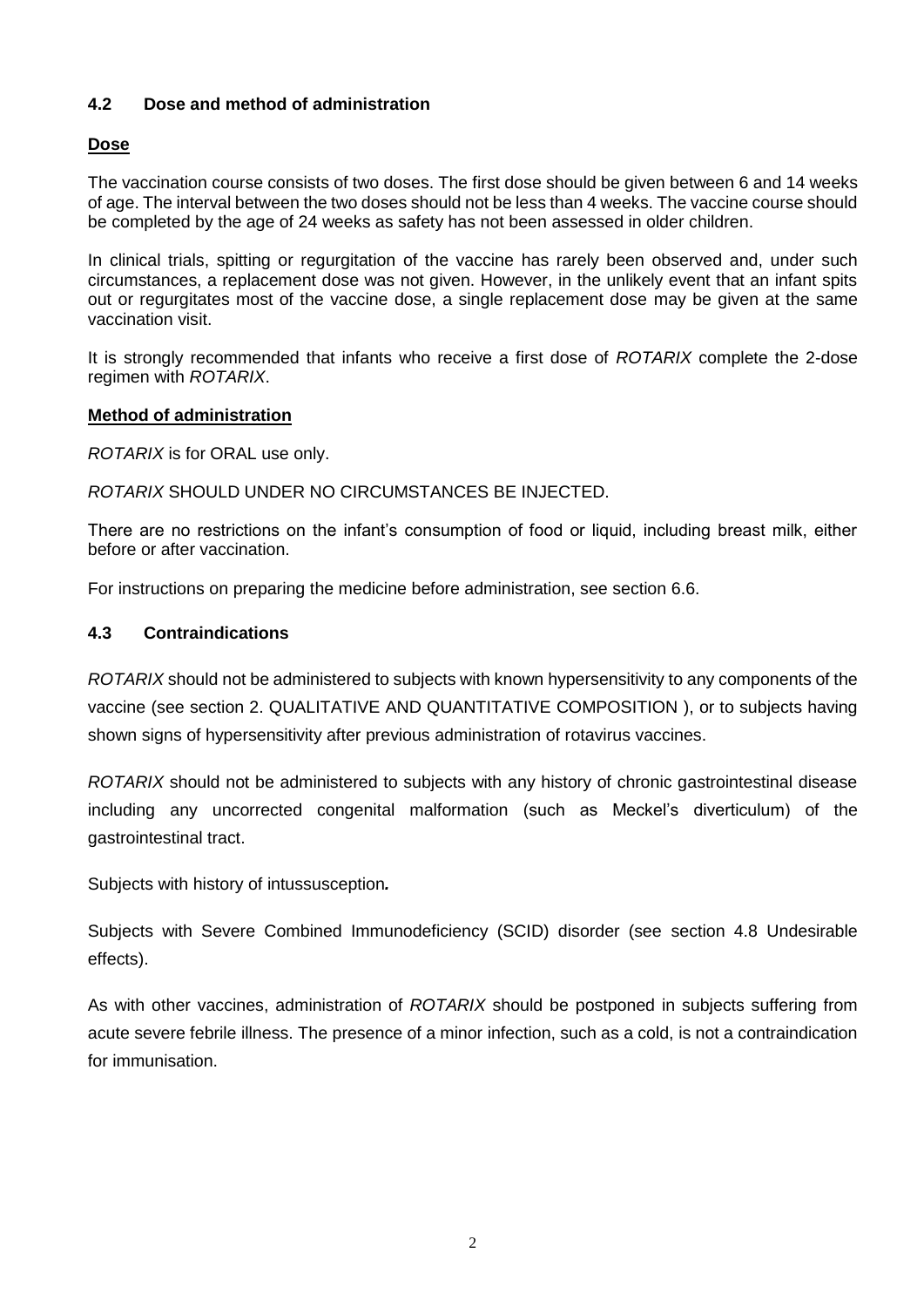## 4.2 Dose and method of administration

**Dose**

The vaccination course consists of two doses. The first dose should be given between 6 and 14 weeks of age. The interval between the two doses should not be less than 4 weeks. The vaccine course should be completed by the age of 24 weeks as safety has not been assessed in older children.

In clinical trials, spitting or regurgitation of the vaccine has rarely been observed and, under such circumstances, a replacement dose was not given. However, in the unlikely event that an infant spits out or regurgitates most of the vaccine dose, a single replacement dose may be given at the same vaccination visit.

It is strongly recommended that infants who receive a first dose of *ROTARIX* complete the 2-dose regimen with *ROTARIX*.

**Method of administration**

*ROTARIX* is for ORAL use only.

*ROTARIX* SHOULD UNDER NO CIRCUMSTANCES BE INJECTED.

There are no restrictions on the infant's consumption of food or liquid, including breast milk, either before or after vaccination.

For instructions on preparing the medicine before administration, see section 6.6.

## 4.3 Contraindications

*ROTARIX* should not be administered to subjects with known hypersensitivity to any components of the vaccine (see section 2. QUALITATIVE AND QUANTITATIVE COMPOSITION ), or to subjects having shown signs of hypersensitivity after previous administration of rotavirus vaccines.

*ROTARIX* should not be administered to subjects with any history of chronic gastrointestinal disease including any uncorrected congenital malformation (such as Meckel's diverticulum) of the gastrointestinal tract.

Subjects with history of intussusception*.*

Subjects with Severe Combined Immunodeficiency (SCID) disorder (see section 4.8 Undesirable effects).

As with other vaccines, administration of *ROTARIX* should be postponed in subjects suffering from acute severe febrile illness. The presence of a minor infection, such as a cold, is not a contraindication for immunisation.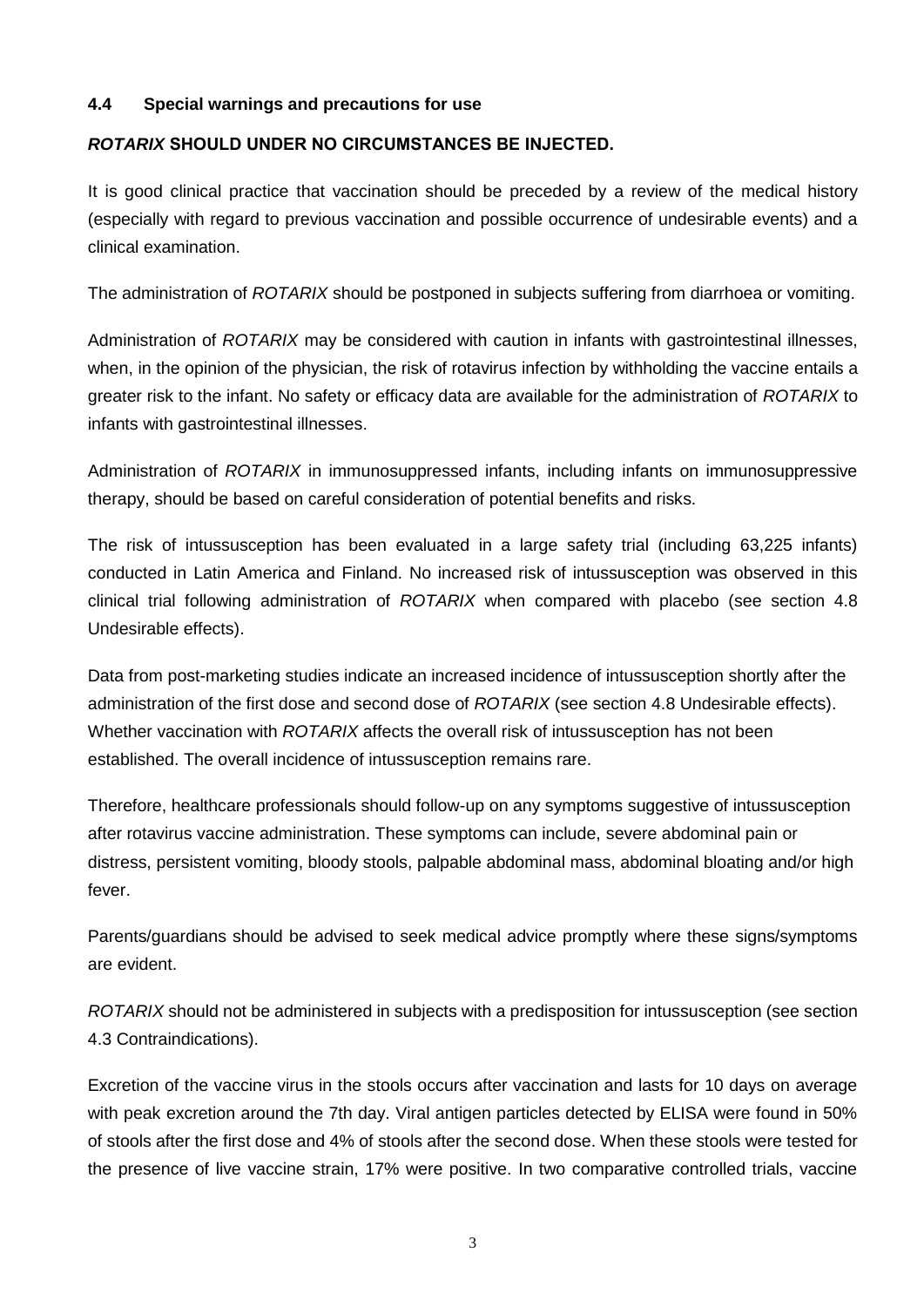### 4.4 Special warnings and precautions for use

***ROTARIX* SHOULD UNDER NO CIRCUMSTANCES BE INJECTED.**

It is good clinical practice that vaccination should be preceded by a review of the medical history (especially with regard to previous vaccination and possible occurrence of undesirable events) and a clinical examination.

The administration of *ROTARIX* should be postponed in subjects suffering from diarrhoea or vomiting.

Administration of *ROTARIX* may be considered with caution in infants with gastrointestinal illnesses, when, in the opinion of the physician, the risk of rotavirus infection by withholding the vaccine entails a greater risk to the infant. No safety or efficacy data are available for the administration of *ROTARIX* to infants with gastrointestinal illnesses.

Administration of *ROTARIX* in immunosuppressed infants, including infants on immunosuppressive therapy, should be based on careful consideration of potential benefits and risks.

The risk of intussusception has been evaluated in a large safety trial (including 63,225 infants) conducted in Latin America and Finland. No increased risk of intussusception was observed in this clinical trial following administration of *ROTARIX* when compared with placebo (see section 4.8 Undesirable effects).

Data from post-marketing studies indicate an increased incidence of intussusception shortly after the administration of the first dose and second dose of *ROTARIX* (see section 4.8 Undesirable effects). Whether vaccination with *ROTARIX* affects the overall risk of intussusception has not been established. The overall incidence of intussusception remains rare.

Therefore, healthcare professionals should follow-up on any symptoms suggestive of intussusception after rotavirus vaccine administration. These symptoms can include, severe abdominal pain or distress, persistent vomiting, bloody stools, palpable abdominal mass, abdominal bloating and/or high fever.

Parents/guardians should be advised to seek medical advice promptly where these signs/symptoms are evident.

*ROTARIX* should not be administered in subjects with a predisposition for intussusception (see section 4.3 Contraindications).

Excretion of the vaccine virus in the stools occurs after vaccination and lasts for 10 days on average with peak excretion around the 7th day. Viral antigen particles detected by ELISA were found in 50% of stools after the first dose and 4% of stools after the second dose. When these stools were tested for the presence of live vaccine strain, 17% were positive. In two comparative controlled trials, vaccine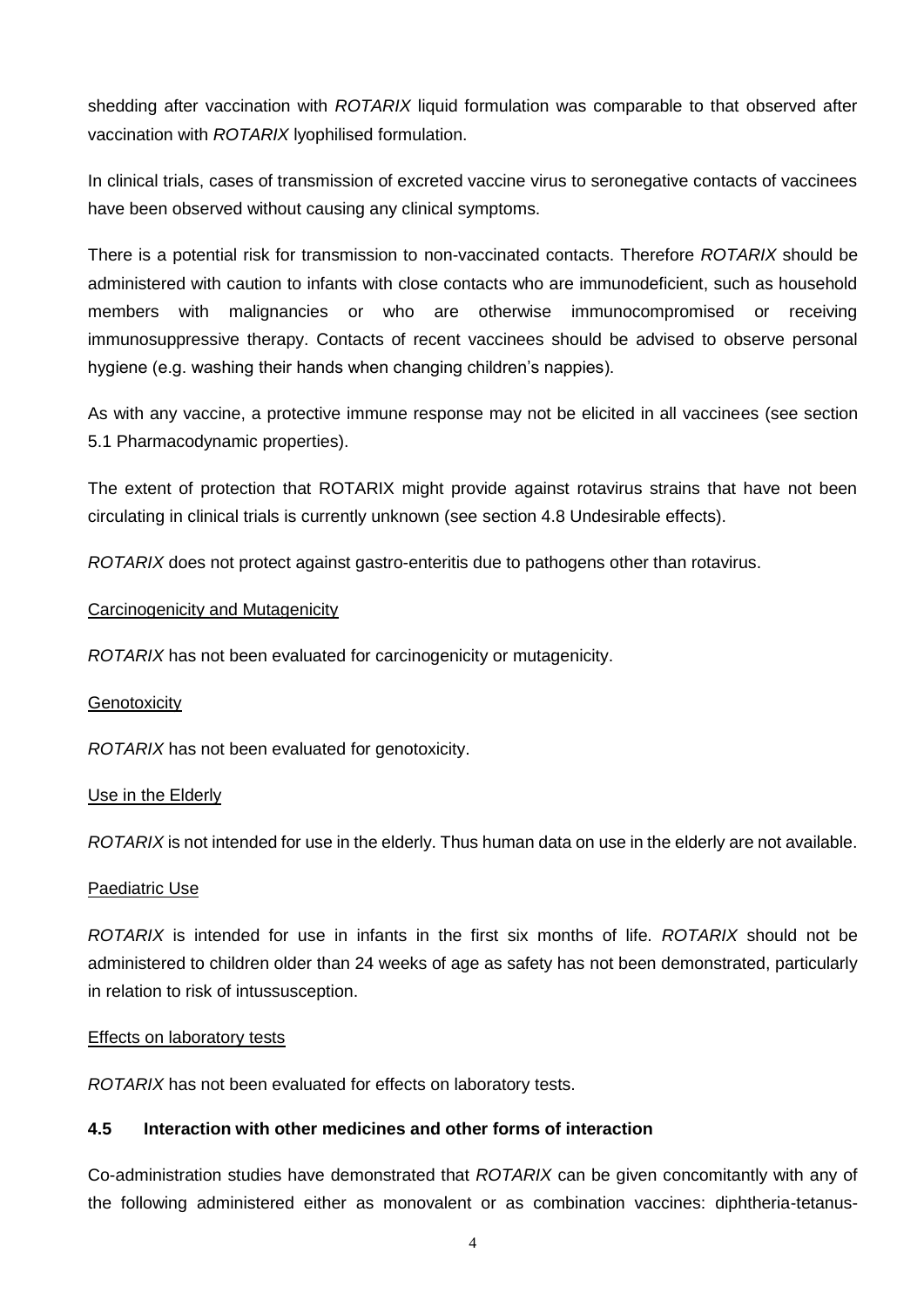shedding after vaccination with *ROTARIX* liquid formulation was comparable to that observed after vaccination with *ROTARIX* lyophilised formulation.

In clinical trials, cases of transmission of excreted vaccine virus to seronegative contacts of vaccinees have been observed without causing any clinical symptoms.

There is a potential risk for transmission to non-vaccinated contacts. Therefore *ROTARIX* should be administered with caution to infants with close contacts who are immunodeficient, such as household members with malignancies or who are otherwise immunocompromised or receiving immunosuppressive therapy. Contacts of recent vaccinees should be advised to observe personal hygiene (e.g. washing their hands when changing children's nappies).

As with any vaccine, a protective immune response may not be elicited in all vaccinees (see section 5.1 Pharmacodynamic properties).

The extent of protection that ROTARIX might provide against rotavirus strains that have not been circulating in clinical trials is currently unknown (see section 4.8 Undesirable effects).

*ROTARIX* does not protect against gastro-enteritis due to pathogens other than rotavirus.

Carcinogenicity and Mutagenicity

*ROTARIX* has not been evaluated for carcinogenicity or mutagenicity.

Genotoxicity

*ROTARIX* has not been evaluated for genotoxicity.

Use in the Elderly

*ROTARIX* is not intended for use in the elderly. Thus human data on use in the elderly are not available.

Paediatric Use

*ROTARIX* is intended for use in infants in the first six months of life. *ROTARIX* should not be administered to children older than 24 weeks of age as safety has not been demonstrated, particularly in relation to risk of intussusception.

Effects on laboratory tests

*ROTARIX* has not been evaluated for effects on laboratory tests.

### 4.5 Interaction with other medicines and other forms of interaction

Co-administration studies have demonstrated that *ROTARIX* can be given concomitantly with any of the following administered either as monovalent or as combination vaccines: diphtheria-tetanus-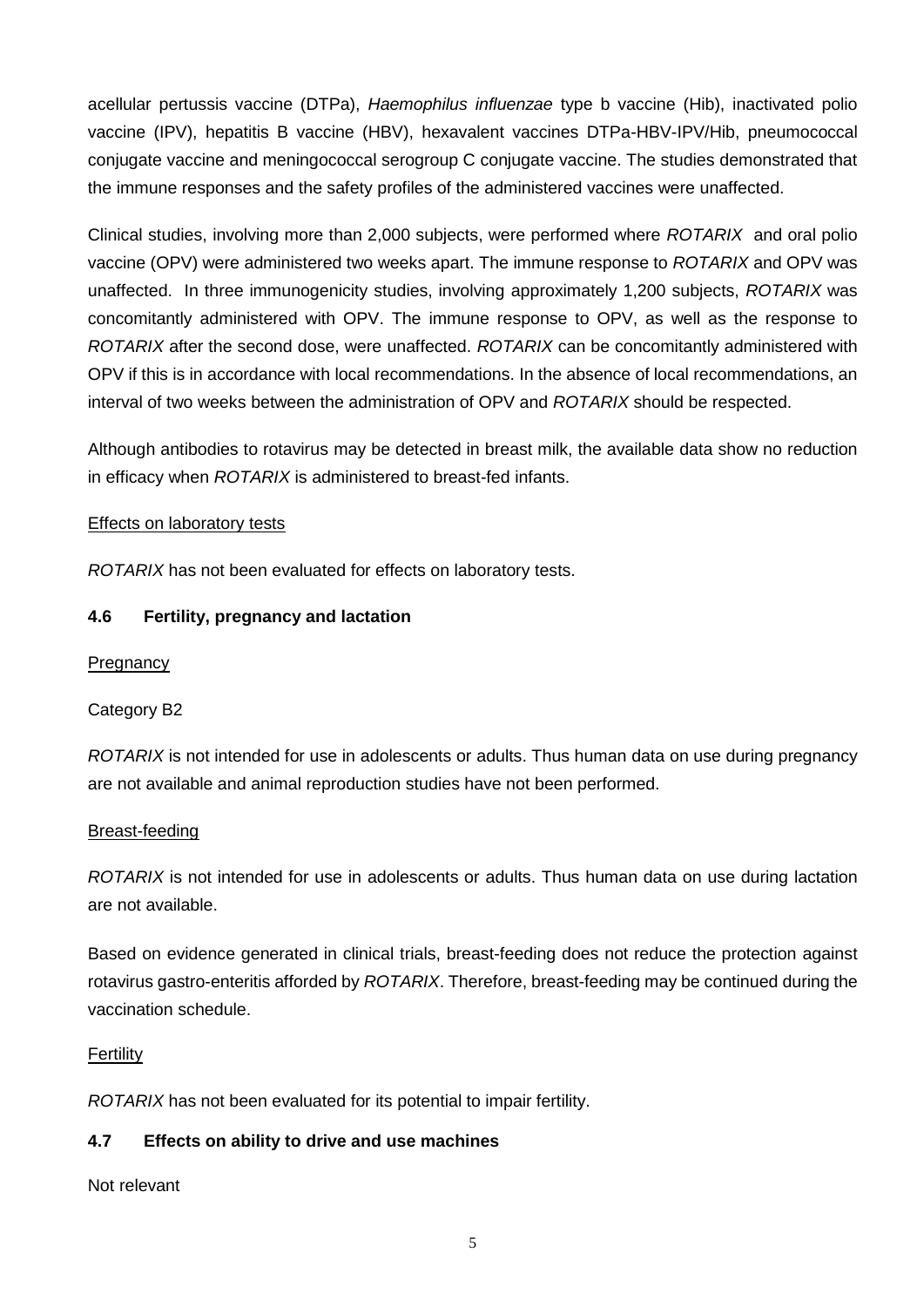acellular pertussis vaccine (DTPa), *Haemophilus influenzae* type b vaccine (Hib), inactivated polio vaccine (IPV), hepatitis B vaccine (HBV), hexavalent vaccines DTPa-HBV-IPV/Hib, pneumococcal conjugate vaccine and meningococcal serogroup C conjugate vaccine. The studies demonstrated that the immune responses and the safety profiles of the administered vaccines were unaffected.

Clinical studies, involving more than 2,000 subjects, were performed where *ROTARIX* and oral polio vaccine (OPV) were administered two weeks apart. The immune response to *ROTARIX* and OPV was unaffected. In three immunogenicity studies, involving approximately 1,200 subjects, *ROTARIX* was concomitantly administered with OPV. The immune response to OPV, as well as the response to *ROTARIX* after the second dose, were unaffected. *ROTARIX* can be concomitantly administered with OPV if this is in accordance with local recommendations. In the absence of local recommendations, an interval of two weeks between the administration of OPV and *ROTARIX* should be respected.

Although antibodies to rotavirus may be detected in breast milk, the available data show no reduction in efficacy when *ROTARIX* is administered to breast-fed infants.

<u>Effects on laboratory tests</u>

*ROTARIX* has not been evaluated for effects on laboratory tests.

### 4.6 Fertility, pregnancy and lactation

<u>Pregnancy</u>

Category B2

*ROTARIX* is not intended for use in adolescents or adults. Thus human data on use during pregnancy are not available and animal reproduction studies have not been performed.

<u>Breast-feeding</u>

*ROTARIX* is not intended for use in adolescents or adults. Thus human data on use during lactation are not available.

Based on evidence generated in clinical trials, breast-feeding does not reduce the protection against rotavirus gastro-enteritis afforded by *ROTARIX*. Therefore, breast-feeding may be continued during the vaccination schedule.

<u>Fertility</u>

*ROTARIX* has not been evaluated for its potential to impair fertility.

### 4.7 Effects on ability to drive and use machines

Not relevant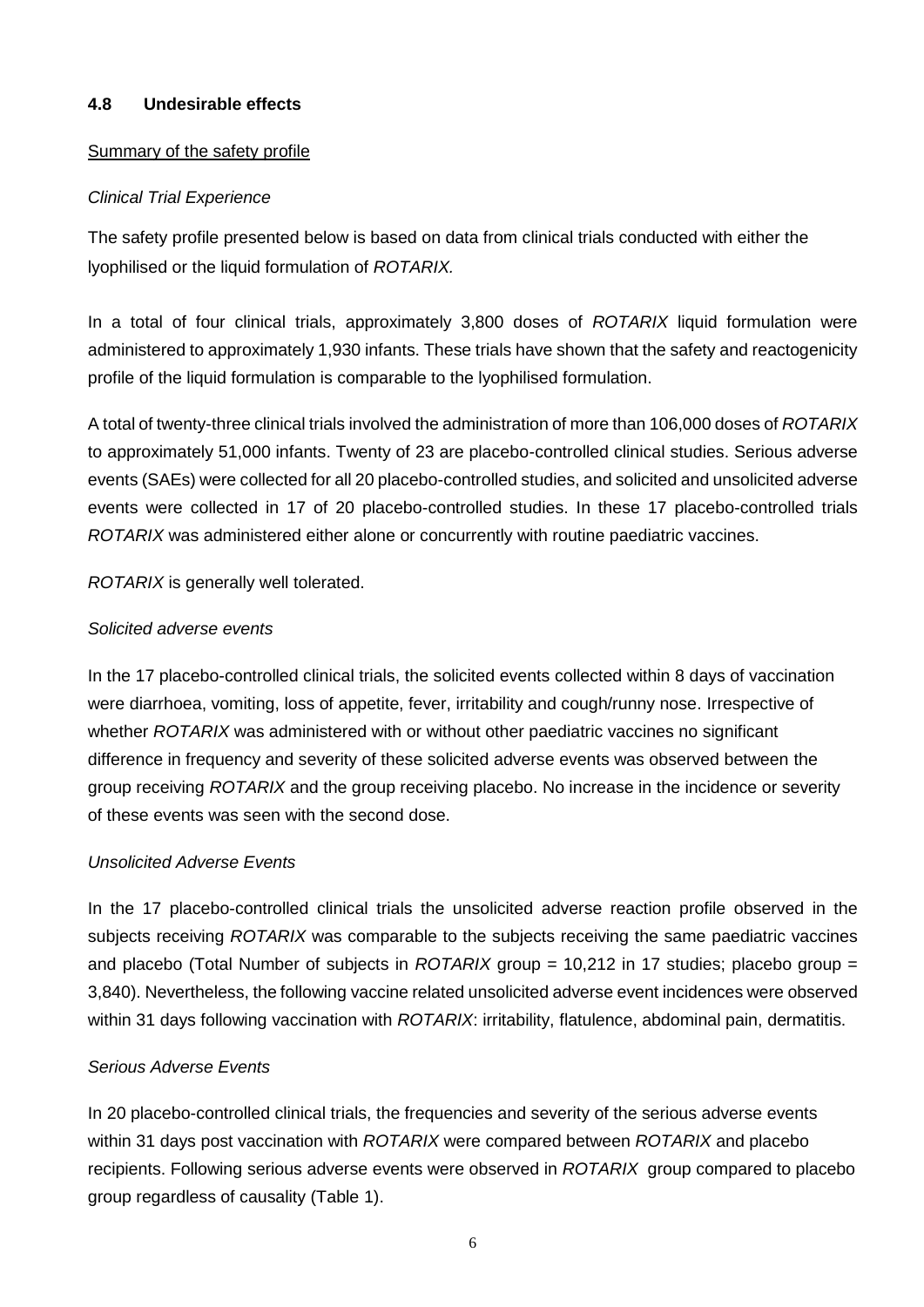### 4.8 Undesirable effects

Summary of the safety profile

*Clinical Trial Experience*

The safety profile presented below is based on data from clinical trials conducted with either the lyophilised or the liquid formulation of *ROTARIX.*

In a total of four clinical trials, approximately 3,800 doses of *ROTARIX* liquid formulation were administered to approximately 1,930 infants. These trials have shown that the safety and reactogenicity profile of the liquid formulation is comparable to the lyophilised formulation.

A total of twenty-three clinical trials involved the administration of more than 106,000 doses of *ROTARIX* to approximately 51,000 infants. Twenty of 23 are placebo-controlled clinical studies. Serious adverse events (SAEs) were collected for all 20 placebo-controlled studies, and solicited and unsolicited adverse events were collected in 17 of 20 placebo-controlled studies. In these 17 placebo-controlled trials *ROTARIX* was administered either alone or concurrently with routine paediatric vaccines.

*ROTARIX* is generally well tolerated.

*Solicited adverse events*

In the 17 placebo-controlled clinical trials, the solicited events collected within 8 days of vaccination were diarrhoea, vomiting, loss of appetite, fever, irritability and cough/runny nose. Irrespective of whether *ROTARIX* was administered with or without other paediatric vaccines no significant difference in frequency and severity of these solicited adverse events was observed between the group receiving *ROTARIX* and the group receiving placebo. No increase in the incidence or severity of these events was seen with the second dose.

*Unsolicited Adverse Events*

In the 17 placebo-controlled clinical trials the unsolicited adverse reaction profile observed in the subjects receiving *ROTARIX* was comparable to the subjects receiving the same paediatric vaccines and placebo (Total Number of subjects in *ROTARIX* group = 10,212 in 17 studies; placebo group = 3,840). Nevertheless, the following vaccine related unsolicited adverse event incidences were observed within 31 days following vaccination with *ROTARIX*: irritability, flatulence, abdominal pain, dermatitis.

*Serious Adverse Events*

In 20 placebo-controlled clinical trials, the frequencies and severity of the serious adverse events within 31 days post vaccination with *ROTARIX* were compared between *ROTARIX* and placebo recipients. Following serious adverse events were observed in *ROTARIX* group compared to placebo group regardless of causality (Table 1).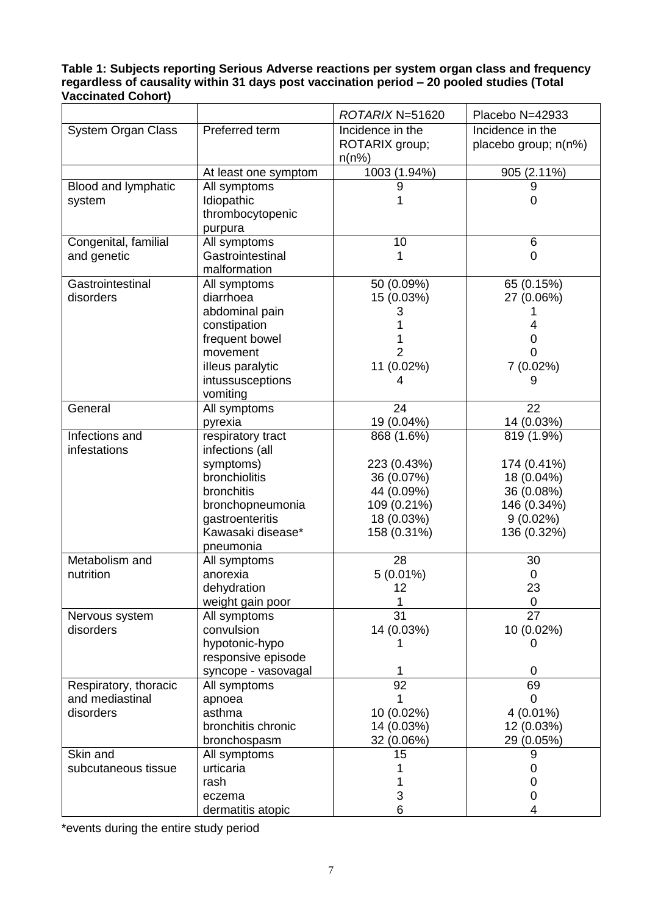**Table 1: Subjects reporting Serious Adverse reactions per system organ class and frequency regardless of causality within 31 days post vaccination period – 20 pooled studies (Total Vaccinated Cohort)**

| | | *ROTARIX* N=51620 | Placebo N=42933 |
|---|---|---|---|
| System Organ Class | Preferred term | Incidence in the ROTARIX group; n(n%) | Incidence in the placebo group; n(n%) |
| | At least one symptom | 1003 (1.94%) | 905 (2.11%) |
| Blood and lymphatic system | All symptoms | 9 | 9 |
| | Idiopathic thrombocytopenic purpura | 1 | 0 |
| Congenital, familial and genetic | All symptoms | 10 | 6 |
| | Gastrointestinal malformation | 1 | 0 |
| Gastrointestinal disorders | All symptoms | 50 (0.09%) | 65 (0.15%) |
| | diarrhoea | 15 (0.03%) | 27 (0.06%) |
| | abdominal pain | 3 | 1 |
| | constipation | 1 | 4 |
| | frequent bowel movement | 1 | 0 |
| | illeus paralytic | 2 | 0 |
| | intussusceptions | 11 (0.02%) | 7 (0.02%) |
| | vomiting | 4 | 9 |
| General | All symptoms | 24 | 22 |
| | pyrexia | 19 (0.04%) | 14 (0.03%) |
| Infections and infestations | respiratory tract infections (all symptoms) | 868 (1.6%) | 819 (1.9%) |
| | bronchiolitis | 223 (0.43%) | 174 (0.41%) |
| | bronchitis | 36 (0.07%) | 18 (0.04%) |
| | bronchopneumonia | 44 (0.09%) | 36 (0.08%) |
| | gastroenteritis | 109 (0.21%) | 146 (0.34%) |
| | Kawasaki disease* | 18 (0.03%) | 9 (0.02%) |
| | pneumonia | 158 (0.31%) | 136 (0.32%) |
| Metabolism and nutrition | All symptoms | 28 | 30 |
| | anorexia | 5 (0.01%) | 0 |
| | dehydration | 12 | 23 |
| | weight gain poor | 1 | 0 |
| Nervous system disorders | All symptoms | 31 | 27 |
| | convulsion | 14 (0.03%) | 10 (0.02%) |
| | hypotonic-hypo responsive episode | 1 | 0 |
| | syncope - vasovagal | 1 | 0 |
| Respiratory, thoracic and mediastinal disorders | All symptoms | 92 | 69 |
| | apnoea | 1 | 0 |
| | asthma | 10 (0.02%) | 4 (0.01%) |
| | bronchitis chronic | 14 (0.03%) | 12 (0.03%) |
| | bronchospasm | 32 (0.06%) | 29 (0.05%) |
| Skin and subcutaneous tissue | All symptoms | 15 | 9 |
| | urticaria | 1 | 0 |
| | rash | 1 | 0 |
| | eczema | 3 | 0 |
| | dermatitis atopic | 6 | 4 |

*events during the entire study period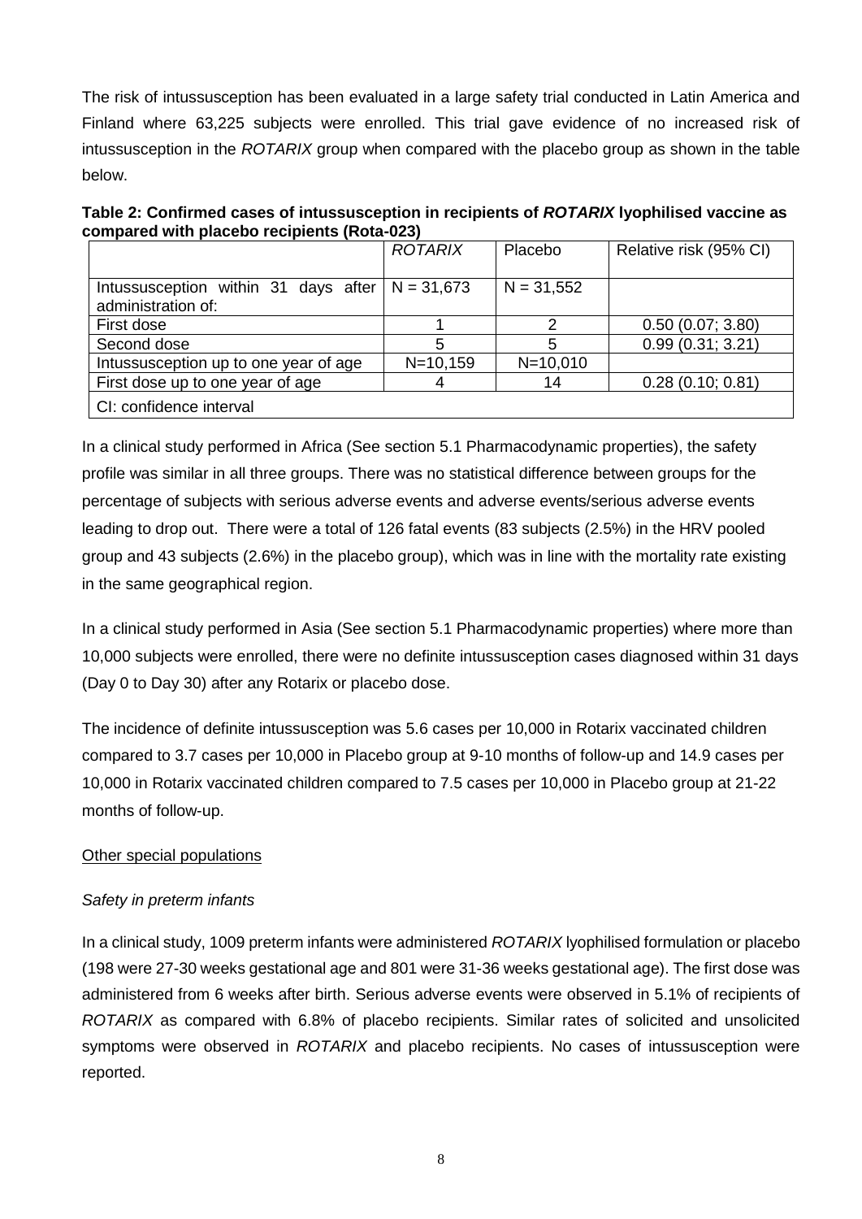The risk of intussusception has been evaluated in a large safety trial conducted in Latin America and Finland where 63,225 subjects were enrolled. This trial gave evidence of no increased risk of intussusception in the *ROTARIX* group when compared with the placebo group as shown in the table below.

**Table 2: Confirmed cases of intussusception in recipients of *ROTARIX* lyophilised vaccine as compared with placebo recipients (Rota-023)**

| | *ROTARIX* | Placebo | Relative risk (95% CI) |
|---|---|---|---|
| Intussusception within 31 days after administration of: | N = 31,673 | N = 31,552 | |
| First dose | 1 | 2 | 0.50 (0.07; 3.80) |
| Second dose | 5 | 5 | 0.99 (0.31; 3.21) |
| Intussusception up to one year of age | N=10,159 | N=10,010 | |
| First dose up to one year of age | 4 | 14 | 0.28 (0.10; 0.81) |
| CI: confidence interval | | | |

In a clinical study performed in Africa (See section 5.1 Pharmacodynamic properties), the safety profile was similar in all three groups. There was no statistical difference between groups for the percentage of subjects with serious adverse events and adverse events/serious adverse events leading to drop out. There were a total of 126 fatal events (83 subjects (2.5%) in the HRV pooled group and 43 subjects (2.6%) in the placebo group), which was in line with the mortality rate existing in the same geographical region.

In a clinical study performed in Asia (See section 5.1 Pharmacodynamic properties) where more than 10,000 subjects were enrolled, there were no definite intussusception cases diagnosed within 31 days (Day 0 to Day 30) after any Rotarix or placebo dose.

The incidence of definite intussusception was 5.6 cases per 10,000 in Rotarix vaccinated children compared to 3.7 cases per 10,000 in Placebo group at 9-10 months of follow-up and 14.9 cases per 10,000 in Rotarix vaccinated children compared to 7.5 cases per 10,000 in Placebo group at 21-22 months of follow-up.

Other special populations

*Safety in preterm infants*

In a clinical study, 1009 preterm infants were administered *ROTARIX* lyophilised formulation or placebo (198 were 27-30 weeks gestational age and 801 were 31-36 weeks gestational age). The first dose was administered from 6 weeks after birth. Serious adverse events were observed in 5.1% of recipients of *ROTARIX* as compared with 6.8% of placebo recipients. Similar rates of solicited and unsolicited symptoms were observed in *ROTARIX* and placebo recipients. No cases of intussusception were reported.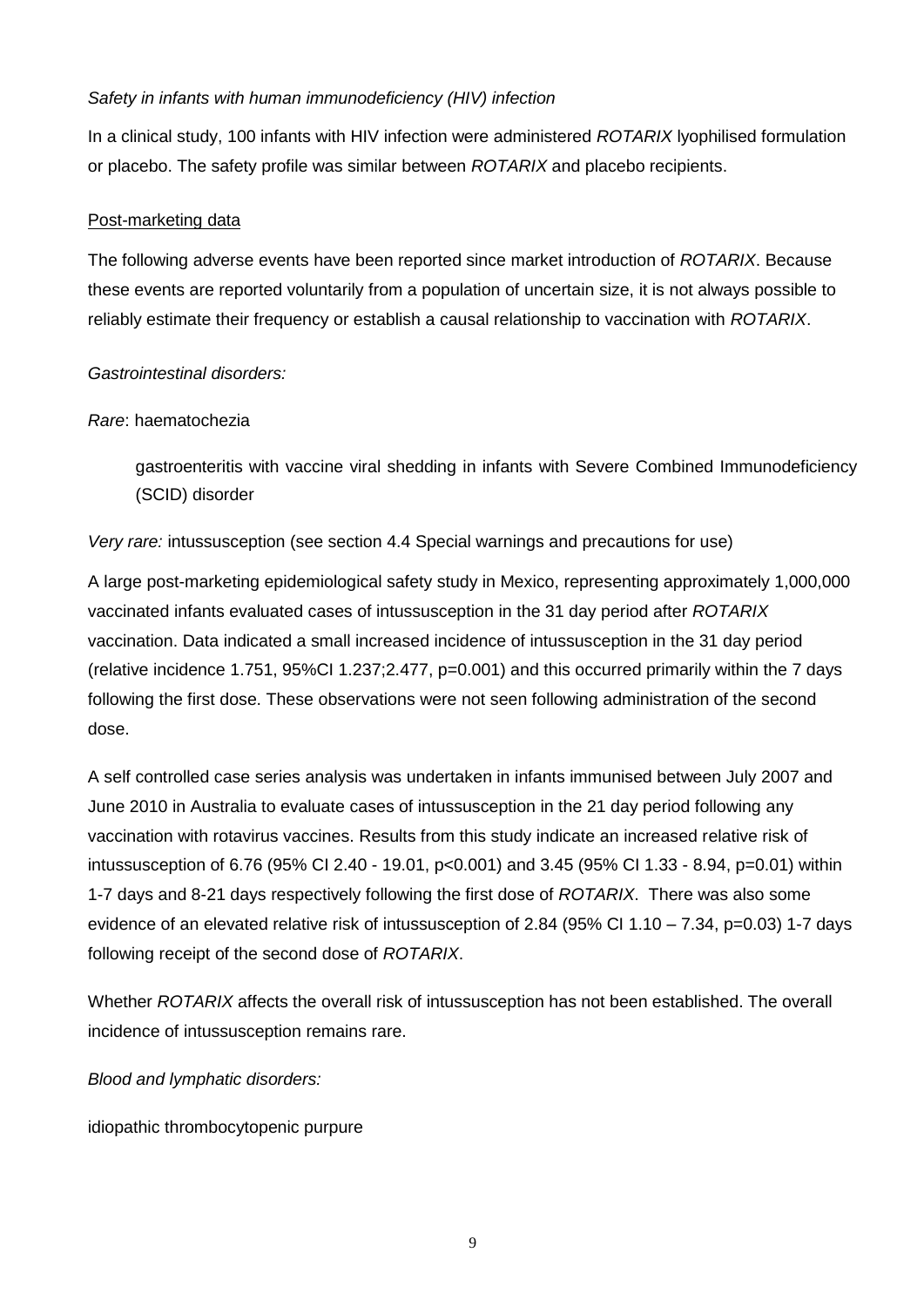*Safety in infants with human immunodeficiency (HIV) infection*

In a clinical study, 100 infants with HIV infection were administered *ROTARIX* lyophilised formulation or placebo. The safety profile was similar between *ROTARIX* and placebo recipients.

Post-marketing data

The following adverse events have been reported since market introduction of *ROTARIX*. Because these events are reported voluntarily from a population of uncertain size, it is not always possible to reliably estimate their frequency or establish a causal relationship to vaccination with *ROTARIX*.

*Gastrointestinal disorders:*

*Rare*: haematochezia

gastroenteritis with vaccine viral shedding in infants with Severe Combined Immunodeficiency (SCID) disorder

*Very rare:* intussusception (see section 4.4 Special warnings and precautions for use)

A large post-marketing epidemiological safety study in Mexico, representing approximately 1,000,000 vaccinated infants evaluated cases of intussusception in the 31 day period after *ROTARIX* vaccination. Data indicated a small increased incidence of intussusception in the 31 day period (relative incidence 1.751, 95%CI 1.237;2.477, p=0.001) and this occurred primarily within the 7 days following the first dose. These observations were not seen following administration of the second dose.

A self controlled case series analysis was undertaken in infants immunised between July 2007 and June 2010 in Australia to evaluate cases of intussusception in the 21 day period following any vaccination with rotavirus vaccines. Results from this study indicate an increased relative risk of intussusception of 6.76 (95% CI 2.40 - 19.01, p<0.001) and 3.45 (95% CI 1.33 - 8.94, p=0.01) within 1-7 days and 8-21 days respectively following the first dose of *ROTARIX*. There was also some evidence of an elevated relative risk of intussusception of 2.84 (95% CI 1.10 – 7.34, p=0.03) 1-7 days following receipt of the second dose of *ROTARIX*.

Whether *ROTARIX* affects the overall risk of intussusception has not been established. The overall incidence of intussusception remains rare.

*Blood and lymphatic disorders:*

idiopathic thrombocytopenic purpure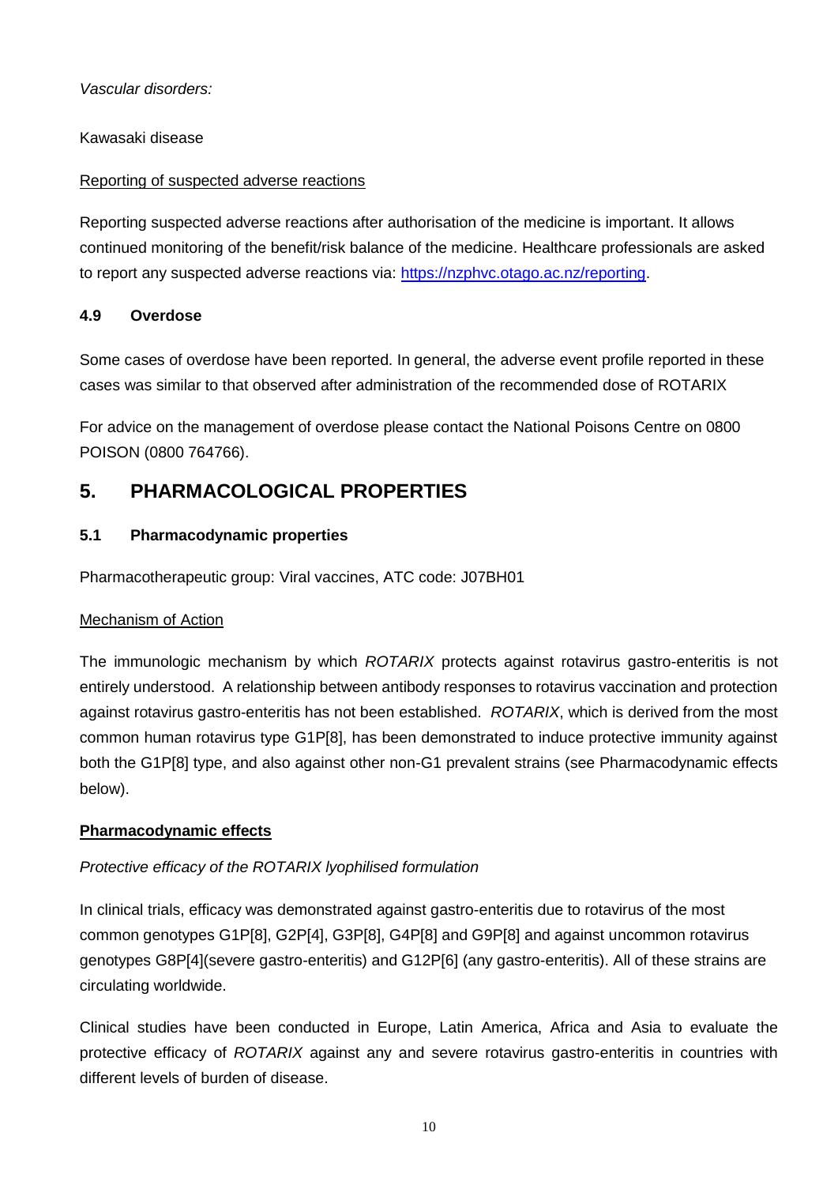*Vascular disorders:*

Kawasaki disease

Reporting of suspected adverse reactions

Reporting suspected adverse reactions after authorisation of the medicine is important. It allows continued monitoring of the benefit/risk balance of the medicine. Healthcare professionals are asked to report any suspected adverse reactions via: [https://nzphvc.otago.ac.nz/reporting](https://nzphvc.otago.ac.nz/reporting).

### 4.9 Overdose

Some cases of overdose have been reported. In general, the adverse event profile reported in these cases was similar to that observed after administration of the recommended dose of ROTARIX

For advice on the management of overdose please contact the National Poisons Centre on 0800 POISON (0800 764766).

## 5. PHARMACOLOGICAL PROPERTIES

### 5.1 Pharmacodynamic properties

Pharmacotherapeutic group: Viral vaccines, ATC code: J07BH01

Mechanism of Action

The immunologic mechanism by which *ROTARIX* protects against rotavirus gastro-enteritis is not entirely understood. A relationship between antibody responses to rotavirus vaccination and protection against rotavirus gastro-enteritis has not been established. *ROTARIX*, which is derived from the most common human rotavirus type G1P[8], has been demonstrated to induce protective immunity against both the G1P[8] type, and also against other non-G1 prevalent strains (see Pharmacodynamic effects below).

**Pharmacodynamic effects**

*Protective efficacy of the ROTARIX lyophilised formulation*

In clinical trials, efficacy was demonstrated against gastro-enteritis due to rotavirus of the most common genotypes G1P[8], G2P[4], G3P[8], G4P[8] and G9P[8] and against uncommon rotavirus genotypes G8P[4](severe gastro-enteritis) and G12P[6] (any gastro-enteritis). All of these strains are circulating worldwide.

Clinical studies have been conducted in Europe, Latin America, Africa and Asia to evaluate the protective efficacy of *ROTARIX* against any and severe rotavirus gastro-enteritis in countries with different levels of burden of disease.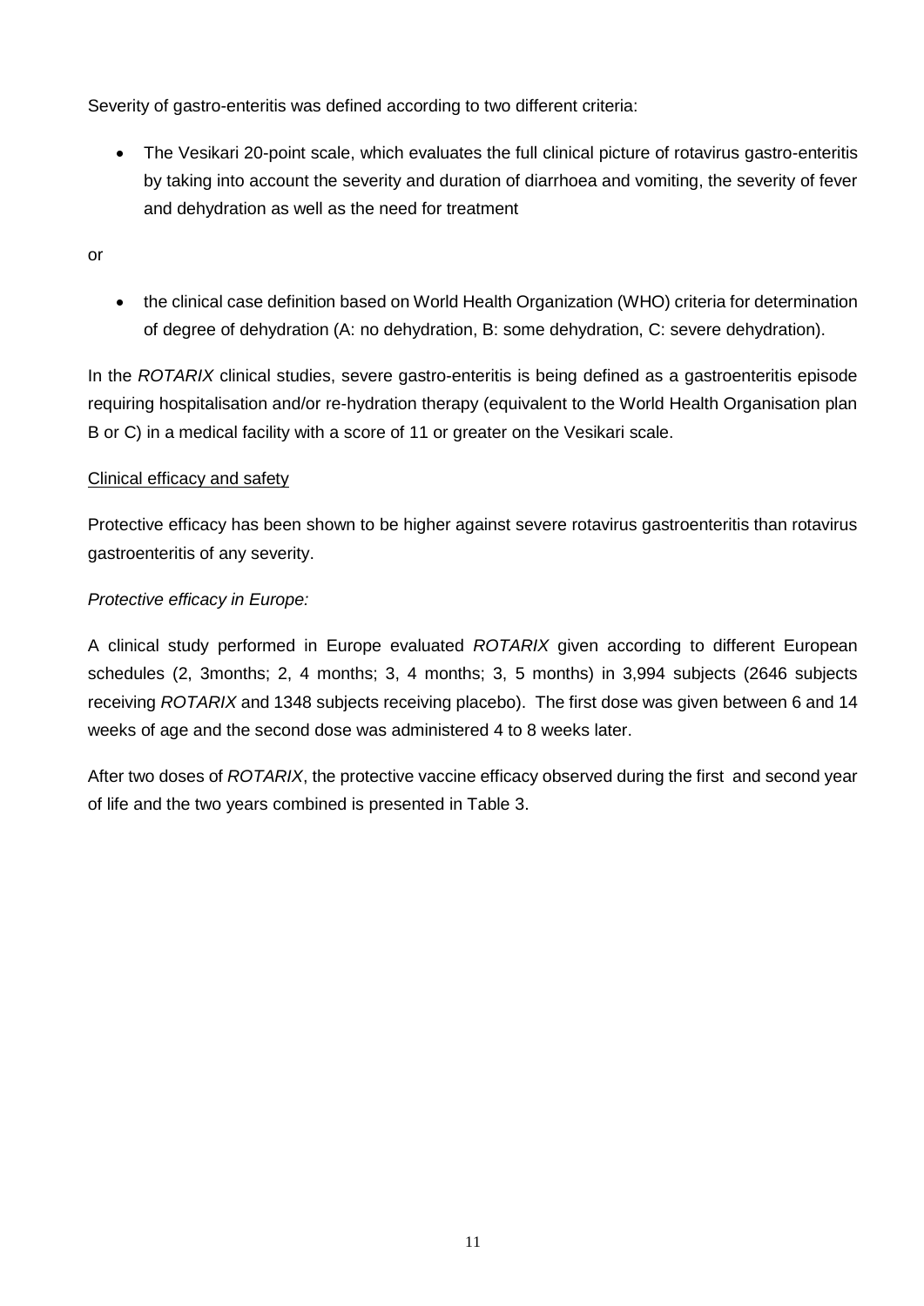Severity of gastro-enteritis was defined according to two different criteria:

- The Vesikari 20-point scale, which evaluates the full clinical picture of rotavirus gastro-enteritis by taking into account the severity and duration of diarrhoea and vomiting, the severity of fever and dehydration as well as the need for treatment

or

- the clinical case definition based on World Health Organization (WHO) criteria for determination of degree of dehydration (A: no dehydration, B: some dehydration, C: severe dehydration).

In the *ROTARIX* clinical studies, severe gastro-enteritis is being defined as a gastroenteritis episode requiring hospitalisation and/or re-hydration therapy (equivalent to the World Health Organisation plan B or C) in a medical facility with a score of 11 or greater on the Vesikari scale.

<u>Clinical efficacy and safety</u>

Protective efficacy has been shown to be higher against severe rotavirus gastroenteritis than rotavirus gastroenteritis of any severity.

*Protective efficacy in Europe:*

A clinical study performed in Europe evaluated *ROTARIX* given according to different European schedules (2, 3months; 2, 4 months; 3, 4 months; 3, 5 months) in 3,994 subjects (2646 subjects receiving *ROTARIX* and 1348 subjects receiving placebo). The first dose was given between 6 and 14 weeks of age and the second dose was administered 4 to 8 weeks later.

After two doses of *ROTARIX*, the protective vaccine efficacy observed during the first and second year of life and the two years combined is presented in Table 3.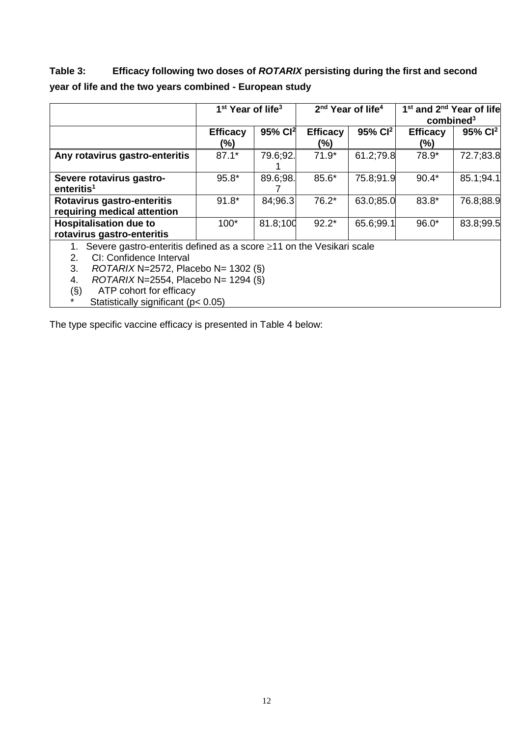**Table 3: Efficacy following two doses of *ROTARIX* persisting during the first and second year of life and the two years combined - European study**

| | 1st Year of life[3] | | 2nd Year of life[4] | | 1st and 2nd Year of life combined[3] | |
|---|---|---|---|---|---|---|
| | **Efficacy (%)** | **95% CI[2]** | **Efficacy (%)** | **95% CI[2]** | **Efficacy (%)** | **95% CI[2]** |
| **Any rotavirus gastro-enteritis** | 87.1* | 79.6;92.1 | 71.9* | 61.2;79.8 | 78.9* | 72.7;83.8 |
| **Severe rotavirus gastro-enteritis[1]** | 95.8* | 89.6;98.7 | 85.6* | 75.8;91.9 | 90.4* | 85.1;94.1 |
| **Rotavirus gastro-enteritis requiring medical attention** | 91.8* | 84;96.3 | 76.2* | 63.0;85.0 | 83.8* | 76.8;88.9 |
| **Hospitalisation due to rotavirus gastro-enteritis** | 100* | 81.8;100 | 92.2* | 65.6;99.1 | 96.0* | 83.8;99.5 |

1. Severe gastro-enteritis defined as a score ≥11 on the Vesikari scale
2. CI: Confidence Interval
3. *ROTARIX* N=2572, Placebo N= 1302 (§)
4. *ROTARIX* N=2554, Placebo N= 1294 (§)

(§) ATP cohort for efficacy

\* Statistically significant ($p < 0.05$)

The type specific vaccine efficacy is presented in Table 4 below: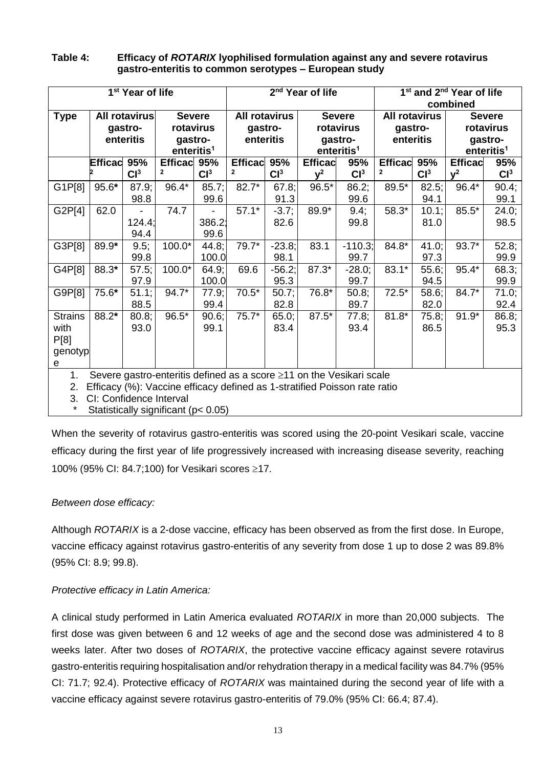**Table 4: Efficacy of *ROTARIX* lyophilised formulation against any and severe rotavirus gastro-enteritis to common serotypes – European study**

| | 1st Year of life | | | | 2nd Year of life | | | | 1st and 2nd Year of life combined | | | |
|---|---|---|---|---|---|---|---|---|---|---|---|---|
| **Type** | **All rotavirus gastro-enteritis** | | **Severe rotavirus gastro-enteritis[1]** | | **All rotavirus gastro-enteritis** | | **Severe rotavirus gastro-enteritis[1]** | | **All rotavirus gastro-enteritis** | | **Severe rotavirus gastro-enteritis[1]** | |
| | **Efficacy[2]** | **95% CI[3]** | **Efficacy[2]** | **95% CI[3]** | **Efficacy[2]** | **95% CI[3]** | **Efficacy[2]** | **95% CI[3]** | **Efficacy[2]** | **95% CI[3]** | **Efficacy[2]** | **95% CI[3]** |
| G1P[8] | 95.6* | 87.9; 98.8 | 96.4* | 85.7; 99.6 | 82.7* | 67.8; 91.3 | 96.5* | 86.2; 99.6 | 89.5* | 82.5; 94.1 | 96.4* | 90.4; 99.1 |
| G2P[4] | 62.0 | -124.4; 94.4 | 74.7 | -386.2; 99.6 | 57.1* | -3.7; 82.6 | 89.9* | 9.4; 99.8 | 58.3* | 10.1; 81.0 | 85.5* | 24.0; 98.5 |
| G3P[8] | 89.9* | 9.5; 99.8 | 100.0* | 44.8; 100.0 | 79.7* | -23.8; 98.1 | 83.1 | -110.3; 99.7 | 84.8* | 41.0; 97.3 | 93.7* | 52.8; 99.9 |
| G4P[8] | 88.3* | 57.5; 97.9 | 100.0* | 64.9; 100.0 | 69.6 | -56.2; 95.3 | 87.3* | -28.0; 99.7 | 83.1* | 55.6; 94.5 | 95.4* | 68.3; 99.9 |
| G9P[8] | 75.6* | 51.1; 88.5 | 94.7* | 77.9; 99.4 | 70.5* | 50.7; 82.8 | 76.8* | 50.8; 89.7 | 72.5* | 58.6; 82.0 | 84.7* | 71.0; 92.4 |
| Strains with P[8] genotype | 88.2* | 80.8; 93.0 | 96.5* | 90.6; 99.1 | 75.7* | 65.0; 83.4 | 87.5* | 77.8; 93.4 | 81.8* | 75.8; 86.5 | 91.9* | 86.8; 95.3 |

1. Severe gastro-enteritis defined as a score ≥11 on the Vesikari scale
2. Efficacy (%): Vaccine efficacy defined as 1-stratified Poisson rate ratio
3. CI: Confidence Interval

\* Statistically significant ($p < 0.05$)

When the severity of rotavirus gastro-enteritis was scored using the 20-point Vesikari scale, vaccine efficacy during the first year of life progressively increased with increasing disease severity, reaching 100% (95% CI: 84.7;100) for Vesikari scores ≥17.

*Between dose efficacy:*

Although *ROTARIX* is a 2-dose vaccine, efficacy has been observed as from the first dose. In Europe, vaccine efficacy against rotavirus gastro-enteritis of any severity from dose 1 up to dose 2 was 89.8% (95% CI: 8.9; 99.8).

*Protective efficacy in Latin America:*

A clinical study performed in Latin America evaluated *ROTARIX* in more than 20,000 subjects. The first dose was given between 6 and 12 weeks of age and the second dose was administered 4 to 8 weeks later. After two doses of *ROTARIX*, the protective vaccine efficacy against severe rotavirus gastro-enteritis requiring hospitalisation and/or rehydration therapy in a medical facility was 84.7% (95% CI: 71.7; 92.4). Protective efficacy of *ROTARIX* was maintained during the second year of life with a vaccine efficacy against severe rotavirus gastro-enteritis of 79.0% (95% CI: 66.4; 87.4).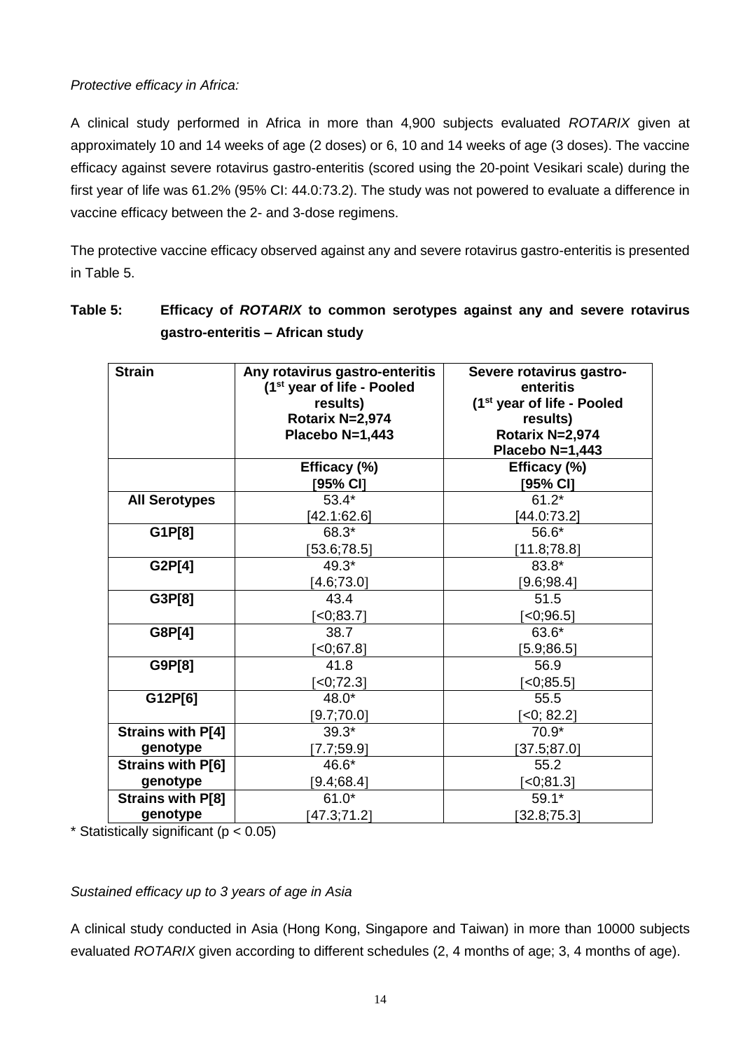*Protective efficacy in Africa:*

A clinical study performed in Africa in more than 4,900 subjects evaluated *ROTARIX* given at approximately 10 and 14 weeks of age (2 doses) or 6, 10 and 14 weeks of age (3 doses). The vaccine efficacy against severe rotavirus gastro-enteritis (scored using the 20-point Vesikari scale) during the first year of life was 61.2% (95% CI: 44.0:73.2). The study was not powered to evaluate a difference in vaccine efficacy between the 2- and 3-dose regimens.

The protective vaccine efficacy observed against any and severe rotavirus gastro-enteritis is presented in Table 5.

**Table 5: Efficacy of *ROTARIX* to common serotypes against any and severe rotavirus gastro-enteritis – African study**

| Strain | Any rotavirus gastro-enteritis (1st year of life - Pooled results) Rotarix N=2,974 Placebo N=1,443 | Severe rotavirus gastro-enteritis (1st year of life - Pooled results) Rotarix N=2,974 Placebo N=1,443 |
|---|---|---|
| | Efficacy (%) [95% CI] | Efficacy (%) [95% CI] |
| **All Serotypes** | 53.4* [42.1:62.6] | 61.2* [44.0:73.2] |
| **G1P[8]** | 68.3* [53.6;78.5] | 56.6* [11.8;78.8] |
| **G2P[4]** | 49.3* [4.6;73.0] | 83.8* [9.6;98.4] |
| **G3P[8]** | 43.4 [<0;83.7] | 51.5 [<0;96.5] |
| **G8P[4]** | 38.7 [<0;67.8] | 63.6* [5.9;86.5] |
| **G9P[8]** | 41.8 [<0;72.3] | 56.9 [<0;85.5] |
| **G12P[6]** | 48.0* [9.7;70.0] | 55.5 [<0; 82.2] |
| **Strains with P[4] genotype** | 39.3* [7.7;59.9] | 70.9* [37.5;87.0] |
| **Strains with P[6] genotype** | 46.6* [9.4;68.4] | 55.2 [<0;81.3] |
| **Strains with P[8] genotype** | 61.0* [47.3;71.2] | 59.1* [32.8;75.3] |

\* Statistically significant ($p < 0.05$)

*Sustained efficacy up to 3 years of age in Asia*

A clinical study conducted in Asia (Hong Kong, Singapore and Taiwan) in more than 10000 subjects evaluated *ROTARIX* given according to different schedules (2, 4 months of age; 3, 4 months of age).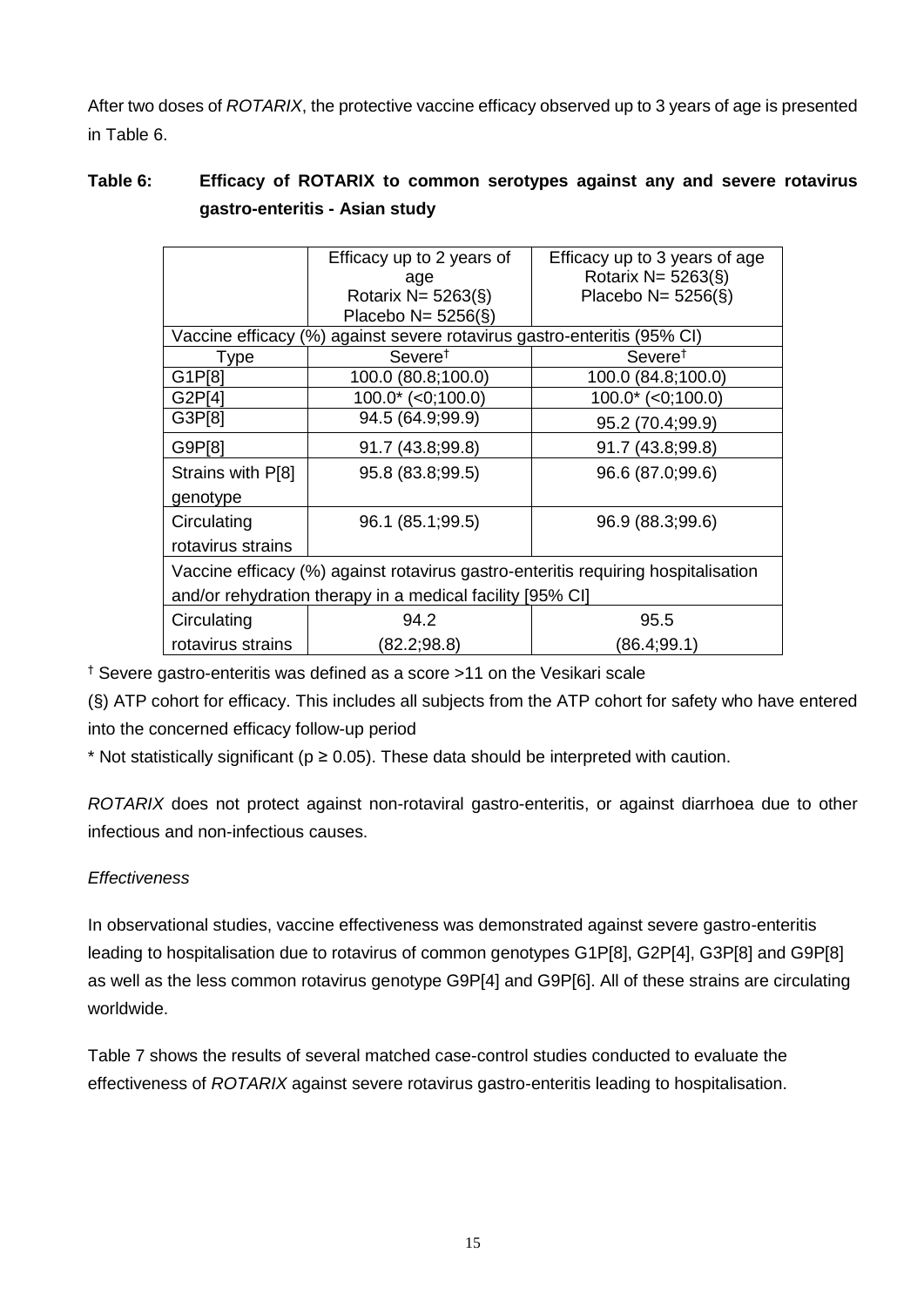After two doses of *ROTARIX*, the protective vaccine efficacy observed up to 3 years of age is presented in Table 6.

**Table 6: Efficacy of ROTARIX to common serotypes against any and severe rotavirus gastro-enteritis - Asian study**

| | Efficacy up to 2 years of age Rotarix N= 5263(§) Placebo N= 5256(§) | Efficacy up to 3 years of age Rotarix N= 5263(§) Placebo N= 5256(§) |
|---|---|---|
| Vaccine efficacy (%) against severe rotavirus gastro-enteritis (95% CI) | | |
| Type | Severe† | Severe† |
| G1P[8] | 100.0 (80.8;100.0) | 100.0 (84.8;100.0) |
| G2P[4] | 100.0* (<0;100.0) | 100.0* (<0;100.0) |
| G3P[8] | 94.5 (64.9;99.9) | 95.2 (70.4;99.9) |
| G9P[8] | 91.7 (43.8;99.8) | 91.7 (43.8;99.8) |
| Strains with P[8] genotype | 95.8 (83.8;99.5) | 96.6 (87.0;99.6) |
| Circulating rotavirus strains | 96.1 (85.1;99.5) | 96.9 (88.3;99.6) |
| Vaccine efficacy (%) against rotavirus gastro-enteritis requiring hospitalisation and/or rehydration therapy in a medical facility [95% CI] | | |
| Circulating rotavirus strains | 94.2 (82.2;98.8) | 95.5 (86.4;99.1) |

† Severe gastro-enteritis was defined as a score >11 on the Vesikari scale

(§) ATP cohort for efficacy. This includes all subjects from the ATP cohort for safety who have entered into the concerned efficacy follow-up period

\* Not statistically significant ($p \geq 0.05$). These data should be interpreted with caution.

*ROTARIX* does not protect against non-rotaviral gastro-enteritis, or against diarrhoea due to other infectious and non-infectious causes.

*Effectiveness*

In observational studies, vaccine effectiveness was demonstrated against severe gastro-enteritis leading to hospitalisation due to rotavirus of common genotypes G1P[8], G2P[4], G3P[8] and G9P[8] as well as the less common rotavirus genotype G9P[4] and G9P[6]. All of these strains are circulating worldwide.

Table 7 shows the results of several matched case-control studies conducted to evaluate the effectiveness of *ROTARIX* against severe rotavirus gastro-enteritis leading to hospitalisation.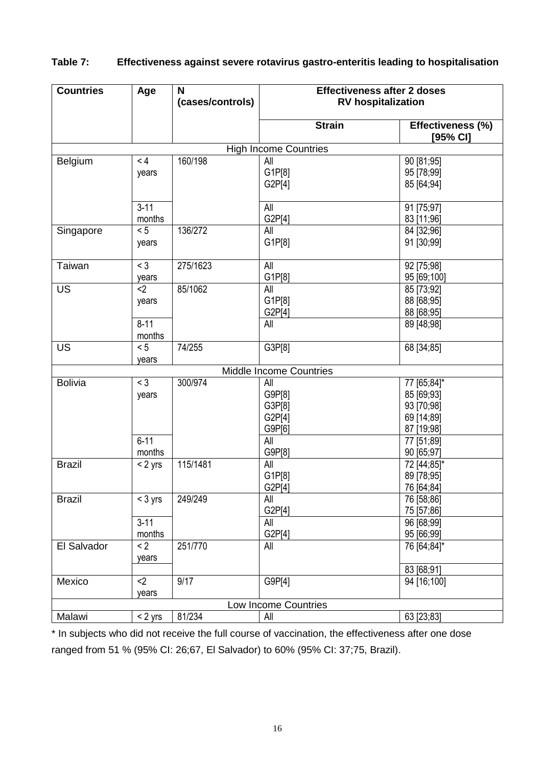**Table 7: Effectiveness against severe rotavirus gastro-enteritis leading to hospitalisation**

| Countries | Age | N (cases/controls) | Effectiveness after 2 doses RV hospitalization | |
|---|---|---|---|---|
| | | | **Strain** | **Effectiveness (%) [95% CI]** |
| High Income Countries | | | | |
| Belgium | < 4 years | 160/198 | All<br>G1P[8]<br>G2P[4] | 90 [81;95]<br>95 [78;99]<br>85 [64;94] |
| | 3-11 months | | All<br>G2P[4] | 91 [75;97]<br>83 [11;96] |
| Singapore | < 5 years | 136/272 | All<br>G1P[8] | 84 [32;96]<br>91 [30;99] |
| Taiwan | < 3 years | 275/1623 | All<br>G1P[8] | 92 [75;98]<br>95 [69;100] |
| US | <2 years | 85/1062 | All<br>G1P[8]<br>G2P[4] | 85 [73;92]<br>88 [68;95]<br>88 [68;95] |
| | 8-11 months | | All | 89 [48;98] |
| US | < 5 years | 74/255 | G3P[8] | 68 [34;85] |
| Middle Income Countries | | | | |
| Bolivia | < 3 years | 300/974 | All<br>G9P[8]<br>G3P[8]<br>G2P[4]<br>G9P[6] | 77 [65;84]*<br>85 [69;93]<br>93 [70;98]<br>69 [14;89]<br>87 [19;98] |
| | 6-11 months | | All<br>G9P[8] | 77 [51;89]<br>90 [65;97] |
| Brazil | < 2 yrs | 115/1481 | All<br>G1P[8]<br>G2P[4] | 72 [44;85]*<br>89 [78;95]<br>76 [64;84] |
| Brazil | < 3 yrs | 249/249 | All<br>G2P[4] | 76 [58;86]<br>75 [57;86] |
| | 3-11 months | | All<br>G2P[4] | 96 [68;99]<br>95 [66;99] |
| El Salvador | < 2 years | 251/770 | All | 76 [64;84]* |
| | | | | 83 [68;91] |
| Mexico | <2 years | 9/17 | G9P[4] | 94 [16;100] |
| Low Income Countries | | | | |
| Malawi | < 2 yrs | 81/234 | All | 63 [23;83] |

* In subjects who did not receive the full course of vaccination, the effectiveness after one dose ranged from 51 % (95% CI: 26;67, El Salvador) to 60% (95% CI: 37;75, Brazil).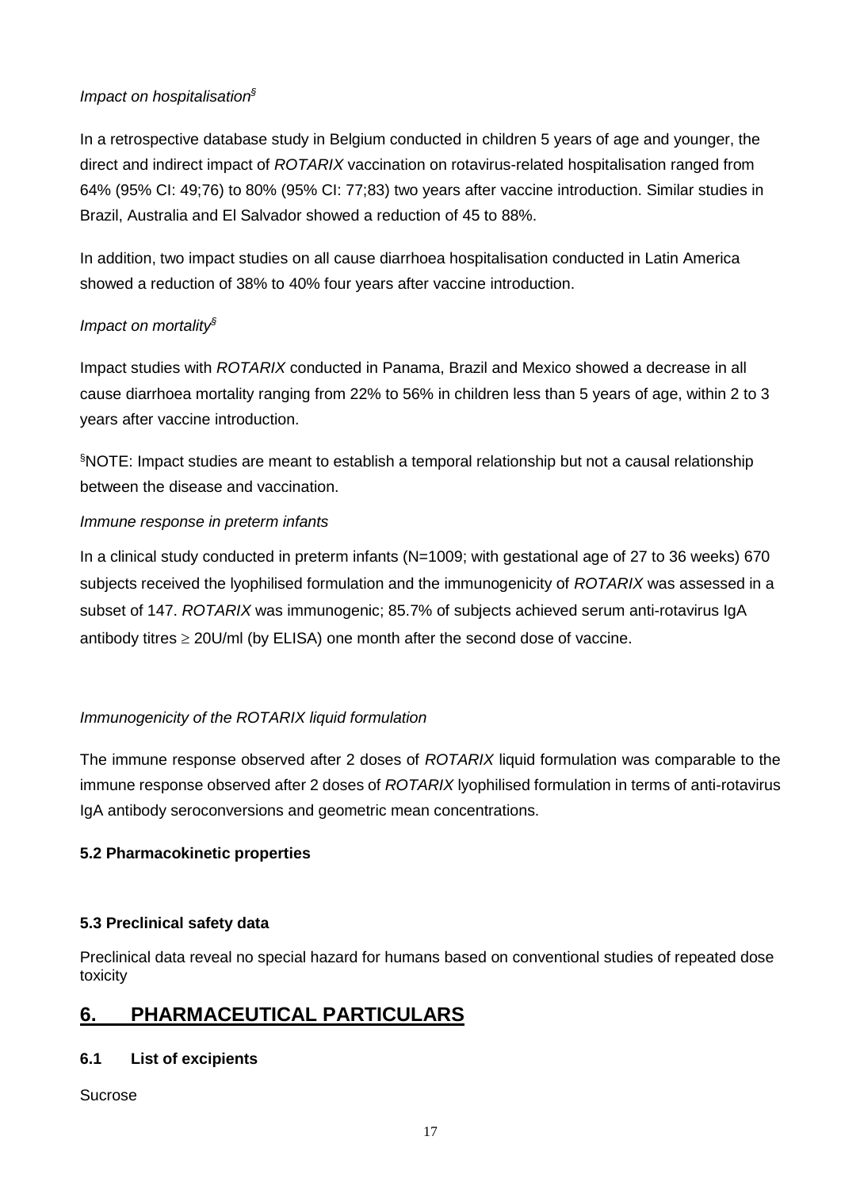*Impact on hospitalisation*[§]

In a retrospective database study in Belgium conducted in children 5 years of age and younger, the direct and indirect impact of *ROTARIX* vaccination on rotavirus-related hospitalisation ranged from 64% (95% CI: 49;76) to 80% (95% CI: 77;83) two years after vaccine introduction. Similar studies in Brazil, Australia and El Salvador showed a reduction of 45 to 88%.

In addition, two impact studies on all cause diarrhoea hospitalisation conducted in Latin America showed a reduction of 38% to 40% four years after vaccine introduction.

*Impact on mortality*[§]

Impact studies with *ROTARIX* conducted in Panama, Brazil and Mexico showed a decrease in all cause diarrhoea mortality ranging from 22% to 56% in children less than 5 years of age, within 2 to 3 years after vaccine introduction.

[§]NOTE: Impact studies are meant to establish a temporal relationship but not a causal relationship between the disease and vaccination.

*Immune response in preterm infants*

In a clinical study conducted in preterm infants (N=1009; with gestational age of 27 to 36 weeks) 670 subjects received the lyophilised formulation and the immunogenicity of *ROTARIX* was assessed in a subset of 147. *ROTARIX* was immunogenic; 85.7% of subjects achieved serum anti-rotavirus IgA antibody titres $\geq$ 20U/ml (by ELISA) one month after the second dose of vaccine.

*Immunogenicity of the ROTARIX liquid formulation*

The immune response observed after 2 doses of *ROTARIX* liquid formulation was comparable to the immune response observed after 2 doses of *ROTARIX* lyophilised formulation in terms of anti-rotavirus IgA antibody seroconversions and geometric mean concentrations.

### 5.2 Pharmacokinetic properties

### 5.3 Preclinical safety data

Preclinical data reveal no special hazard for humans based on conventional studies of repeated dose toxicity

# 6. PHARMACEUTICAL PARTICULARS

### 6.1 List of excipients

Sucrose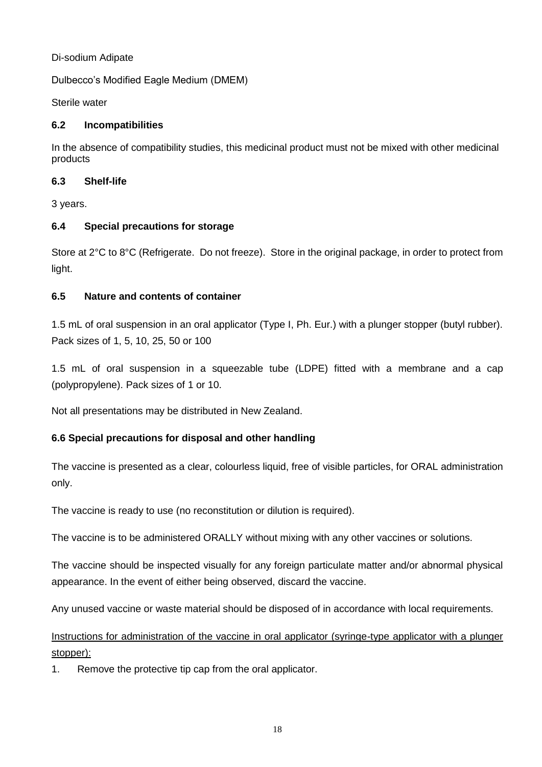Di-sodium Adipate

Dulbecco's Modified Eagle Medium (DMEM)

Sterile water

### 6.2 Incompatibilities

In the absence of compatibility studies, this medicinal product must not be mixed with other medicinal products

### 6.3 Shelf-life

3 years.

### 6.4 Special precautions for storage

Store at 2°C to 8°C (Refrigerate. Do not freeze). Store in the original package, in order to protect from light.

### 6.5 Nature and contents of container

1.5 mL of oral suspension in an oral applicator (Type I, Ph. Eur.) with a plunger stopper (butyl rubber). Pack sizes of 1, 5, 10, 25, 50 or 100

1.5 mL of oral suspension in a squeezable tube (LDPE) fitted with a membrane and a cap (polypropylene). Pack sizes of 1 or 10.

Not all presentations may be distributed in New Zealand.

### 6.6 Special precautions for disposal and other handling

The vaccine is presented as a clear, colourless liquid, free of visible particles, for ORAL administration only.

The vaccine is ready to use (no reconstitution or dilution is required).

The vaccine is to be administered ORALLY without mixing with any other vaccines or solutions.

The vaccine should be inspected visually for any foreign particulate matter and/or abnormal physical appearance. In the event of either being observed, discard the vaccine.

Any unused vaccine or waste material should be disposed of in accordance with local requirements.

<u>Instructions for administration of the vaccine in oral applicator (syringe-type applicator with a plunger stopper):</u>

1. Remove the protective tip cap from the oral applicator.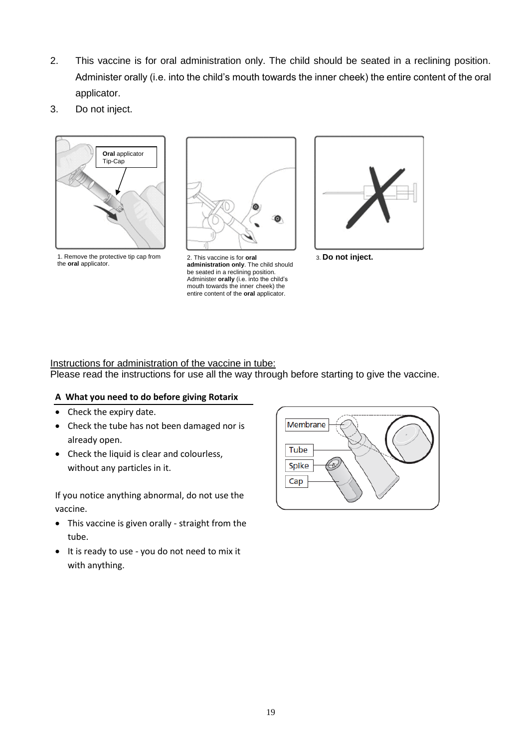2. This vaccine is for oral administration only. The child should be seated in a reclining position. Administer orally (i.e. into the child's mouth towards the inner cheek) the entire content of the oral applicator.
3. Do not inject.

**Oral** applicator Tip-Cap

1. Remove the protective tip cap from the **oral** applicator.

2. This vaccine is for **oral administration only**. The child should be seated in a reclining position. Administer **orally** (i.e. into the child's mouth towards the inner cheek) the entire content of the **oral** applicator.

3. **Do not inject.**

Instructions for administration of the vaccine in tube:

Please read the instructions for use all the way through before starting to give the vaccine.

**A What you need to do before giving Rotarix**

- Check the expiry date.
- Check the tube has not been damaged nor is already open.
- Check the liquid is clear and colourless, without any particles in it.

If you notice anything abnormal, do not use the vaccine.

- This vaccine is given orally - straight from the tube.
- It is ready to use - you do not need to mix it with anything.

Membrane

Tube

Spike

Cap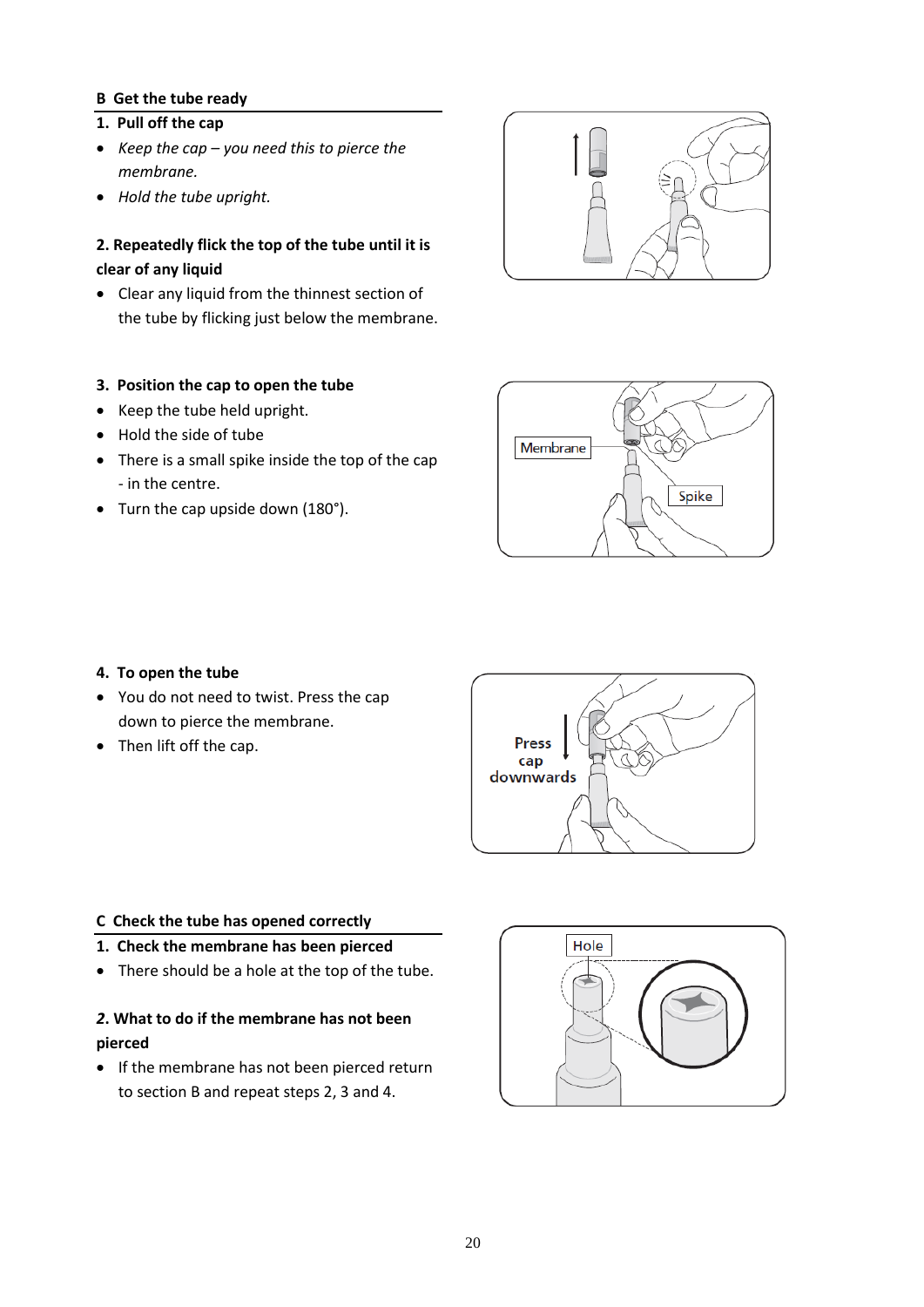## B Get the tube ready

### 1. Pull off the cap

- *Keep the cap – you need this to pierce the membrane.*
- *Hold the tube upright.*

### 2. Repeatedly flick the top of the tube until it is clear of any liquid

- Clear any liquid from the thinnest section of the tube by flicking just below the membrane.

### 3. Position the cap to open the tube

- Keep the tube held upright.
- Hold the side of tube
- There is a small spike inside the top of the cap - in the centre.
- Turn the cap upside down (180°).

### 4. To open the tube

- You do not need to twist. Press the cap down to pierce the membrane.
- Then lift off the cap.

## C Check the tube has opened correctly

### 1. Check the membrane has been pierced

- There should be a hole at the top of the tube.

### *2.* What to do if the membrane has not been pierced

- If the membrane has not been pierced return to section B and repeat steps 2, 3 and 4.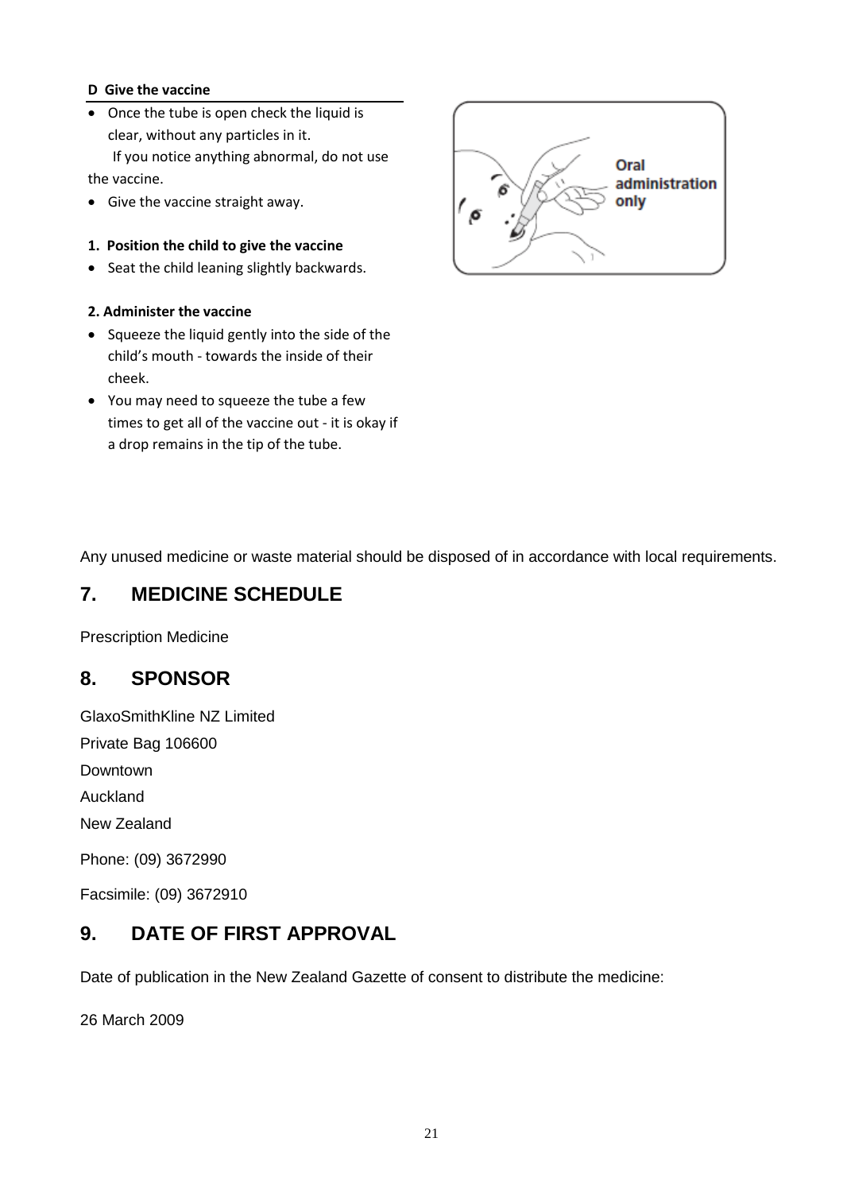**D Give the vaccine**

- Once the tube is open check the liquid is clear, without any particles in it.
  If you notice anything abnormal, do not use the vaccine.
- Give the vaccine straight away.

**1. Position the child to give the vaccine**

- Seat the child leaning slightly backwards.

**2. Administer the vaccine**

- Squeeze the liquid gently into the side of the child's mouth - towards the inside of their cheek.
- You may need to squeeze the tube a few times to get all of the vaccine out - it is okay if a drop remains in the tip of the tube.

Oral administration only

Any unused medicine or waste material should be disposed of in accordance with local requirements.

## 7. MEDICINE SCHEDULE

Prescription Medicine

## 8. SPONSOR

GlaxoSmithKline NZ Limited

Private Bag 106600

Downtown

Auckland

New Zealand

Phone: (09) 3672990

Facsimile: (09) 3672910

## 9. DATE OF FIRST APPROVAL

Date of publication in the New Zealand Gazette of consent to distribute the medicine:

26 March 2009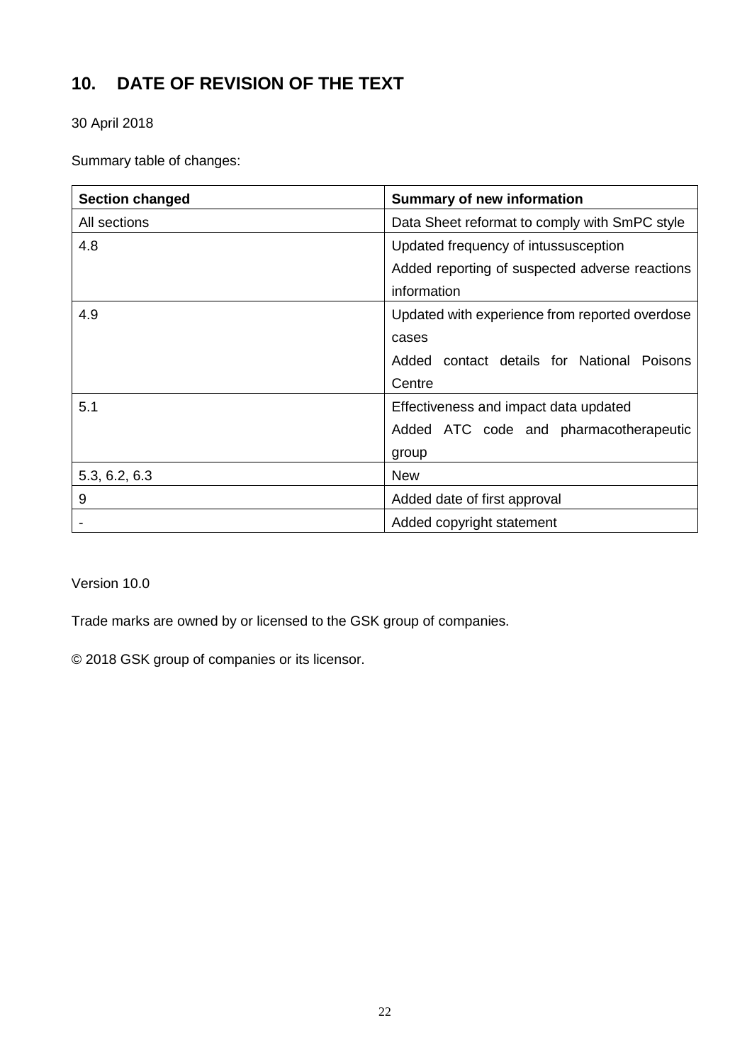## 10. DATE OF REVISION OF THE TEXT

30 April 2018

Summary table of changes:

| Section changed | Summary of new information |
|---|---|
| All sections | Data Sheet reformat to comply with SmPC style |
| 4.8 | Updated frequency of intussusception<br>Added reporting of suspected adverse reactions information |
| 4.9 | Updated with experience from reported overdose cases<br>Added contact details for National Poisons Centre |
| 5.1 | Effectiveness and impact data updated<br>Added ATC code and pharmacotherapeutic group |
| 5.3, 6.2, 6.3 | New |
| 9 | Added date of first approval |
| - | Added copyright statement |

Version 10.0

Trade marks are owned by or licensed to the GSK group of companies.

© 2018 GSK group of companies or its licensor.